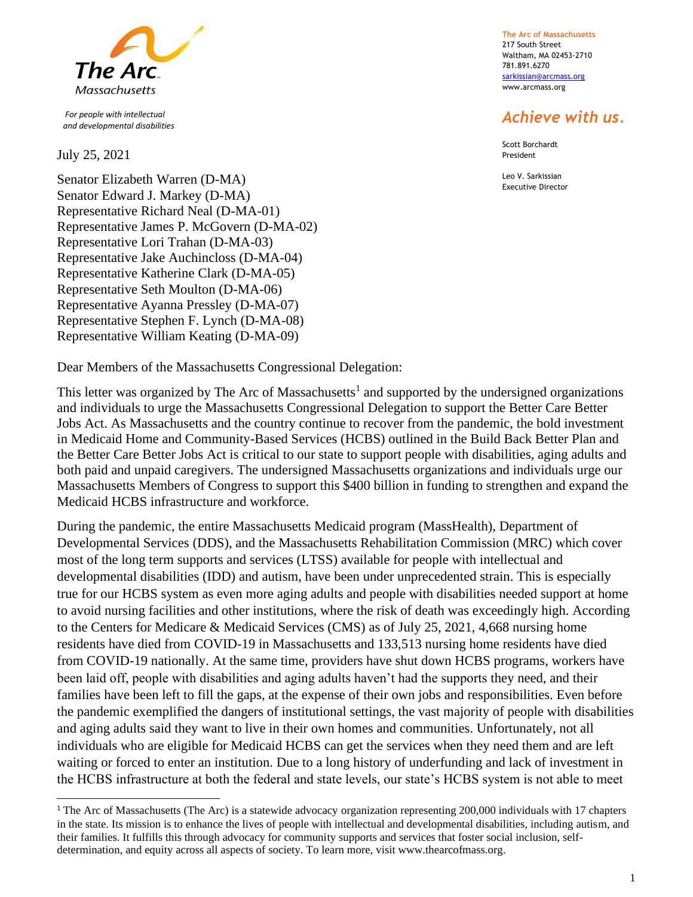The Arc Massachusetts

*For people with intellectual and developmental disabilities*

The Arc of Massachusetts
217 South Street
Waltham, MA 02453-2710
781.891.6270
sarkissian@arcmass.org
www.arcmass.org

*Achieve with us.*

Scott Borchardt
President

Leo V. Sarkissian
Executive Director

July 25, 2021

Senator Elizabeth Warren (D-MA)
Senator Edward J. Markey (D-MA)
Representative Richard Neal (D-MA-01)
Representative James P. McGovern (D-MA-02)
Representative Lori Trahan (D-MA-03)
Representative Jake Auchincloss (D-MA-04)
Representative Katherine Clark (D-MA-05)
Representative Seth Moulton (D-MA-06)
Representative Ayanna Pressley (D-MA-07)
Representative Stephen F. Lynch (D-MA-08)
Representative William Keating (D-MA-09)

Dear Members of the Massachusetts Congressional Delegation:

This letter was organized by The Arc of Massachusetts[1] and supported by the undersigned organizations and individuals to urge the Massachusetts Congressional Delegation to support the Better Care Better Jobs Act. As Massachusetts and the country continue to recover from the pandemic, the bold investment in Medicaid Home and Community-Based Services (HCBS) outlined in the Build Back Better Plan and the Better Care Better Jobs Act is critical to our state to support people with disabilities, aging adults and both paid and unpaid caregivers. The undersigned Massachusetts organizations and individuals urge our Massachusetts Members of Congress to support this $400 billion in funding to strengthen and expand the Medicaid HCBS infrastructure and workforce.

During the pandemic, the entire Massachusetts Medicaid program (MassHealth), Department of Developmental Services (DDS), and the Massachusetts Rehabilitation Commission (MRC) which cover most of the long term supports and services (LTSS) available for people with intellectual and developmental disabilities (IDD) and autism, have been under unprecedented strain. This is especially true for our HCBS system as even more aging adults and people with disabilities needed support at home to avoid nursing facilities and other institutions, where the risk of death was exceedingly high. According to the Centers for Medicare & Medicaid Services (CMS) as of July 25, 2021, 4,668 nursing home residents have died from COVID-19 in Massachusetts and 133,513 nursing home residents have died from COVID-19 nationally. At the same time, providers have shut down HCBS programs, workers have been laid off, people with disabilities and aging adults haven't had the supports they need, and their families have been left to fill the gaps, at the expense of their own jobs and responsibilities. Even before the pandemic exemplified the dangers of institutional settings, the vast majority of people with disabilities and aging adults said they want to live in their own homes and communities. Unfortunately, not all individuals who are eligible for Medicaid HCBS can get the services when they need them and are left waiting or forced to enter an institution. Due to a long history of underfunding and lack of investment in the HCBS infrastructure at both the federal and state levels, our state's HCBS system is not able to meet

[1] The Arc of Massachusetts (The Arc) is a statewide advocacy organization representing 200,000 individuals with 17 chapters in the state. Its mission is to enhance the lives of people with intellectual and developmental disabilities, including autism, and their families. It fulfills this through advocacy for community supports and services that foster social inclusion, self-determination, and equity across all aspects of society. To learn more, visit www.thearcofmass.org.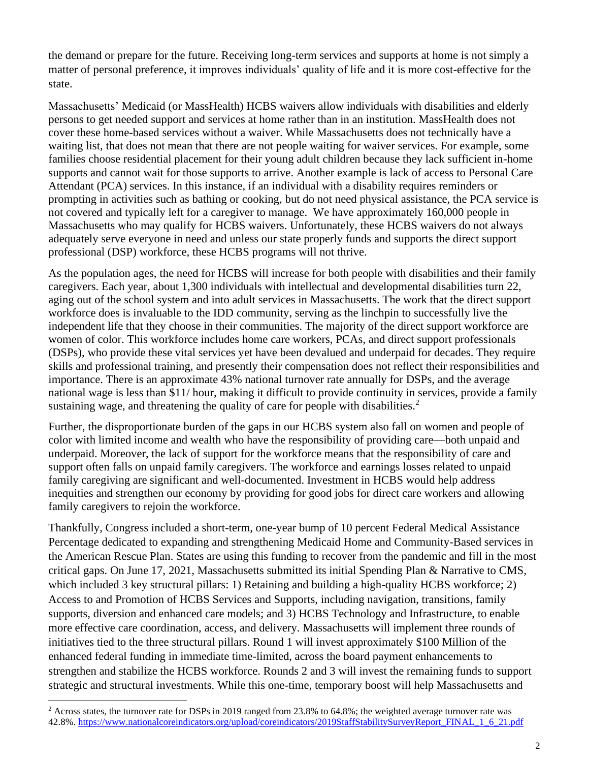the demand or prepare for the future. Receiving long-term services and supports at home is not simply a matter of personal preference, it improves individuals' quality of life and it is more cost-effective for the state.

Massachusetts' Medicaid (or MassHealth) HCBS waivers allow individuals with disabilities and elderly persons to get needed support and services at home rather than in an institution. MassHealth does not cover these home-based services without a waiver. While Massachusetts does not technically have a waiting list, that does not mean that there are not people waiting for waiver services. For example, some families choose residential placement for their young adult children because they lack sufficient in-home supports and cannot wait for those supports to arrive. Another example is lack of access to Personal Care Attendant (PCA) services. In this instance, if an individual with a disability requires reminders or prompting in activities such as bathing or cooking, but do not need physical assistance, the PCA service is not covered and typically left for a caregiver to manage. We have approximately 160,000 people in Massachusetts who may qualify for HCBS waivers. Unfortunately, these HCBS waivers do not always adequately serve everyone in need and unless our state properly funds and supports the direct support professional (DSP) workforce, these HCBS programs will not thrive.

As the population ages, the need for HCBS will increase for both people with disabilities and their family caregivers. Each year, about 1,300 individuals with intellectual and developmental disabilities turn 22, aging out of the school system and into adult services in Massachusetts. The work that the direct support workforce does is invaluable to the IDD community, serving as the linchpin to successfully live the independent life that they choose in their communities. The majority of the direct support workforce are women of color. This workforce includes home care workers, PCAs, and direct support professionals (DSPs), who provide these vital services yet have been devalued and underpaid for decades. They require skills and professional training, and presently their compensation does not reflect their responsibilities and importance. There is an approximate 43% national turnover rate annually for DSPs, and the average national wage is less than $11/ hour, making it difficult to provide continuity in services, provide a family sustaining wage, and threatening the quality of care for people with disabilities.[2]

Further, the disproportionate burden of the gaps in our HCBS system also fall on women and people of color with limited income and wealth who have the responsibility of providing care—both unpaid and underpaid. Moreover, the lack of support for the workforce means that the responsibility of care and support often falls on unpaid family caregivers. The workforce and earnings losses related to unpaid family caregiving are significant and well-documented. Investment in HCBS would help address inequities and strengthen our economy by providing for good jobs for direct care workers and allowing family caregivers to rejoin the workforce.

Thankfully, Congress included a short-term, one-year bump of 10 percent Federal Medical Assistance Percentage dedicated to expanding and strengthening Medicaid Home and Community-Based services in the American Rescue Plan. States are using this funding to recover from the pandemic and fill in the most critical gaps. On June 17, 2021, Massachusetts submitted its initial Spending Plan & Narrative to CMS, which included 3 key structural pillars: 1) Retaining and building a high-quality HCBS workforce; 2) Access to and Promotion of HCBS Services and Supports, including navigation, transitions, family supports, diversion and enhanced care models; and 3) HCBS Technology and Infrastructure, to enable more effective care coordination, access, and delivery. Massachusetts will implement three rounds of initiatives tied to the three structural pillars. Round 1 will invest approximately $100 Million of the enhanced federal funding in immediate time-limited, across the board payment enhancements to strengthen and stabilize the HCBS workforce. Rounds 2 and 3 will invest the remaining funds to support strategic and structural investments. While this one-time, temporary boost will help Massachusetts and

---

[2] Across states, the turnover rate for DSPs in 2019 ranged from 23.8% to 64.8%; the weighted average turnover rate was 42.8%. https://www.nationalcoreindicators.org/upload/coreindicators/2019StaffStabilitySurveyReport_FINAL_1_6_21.pdf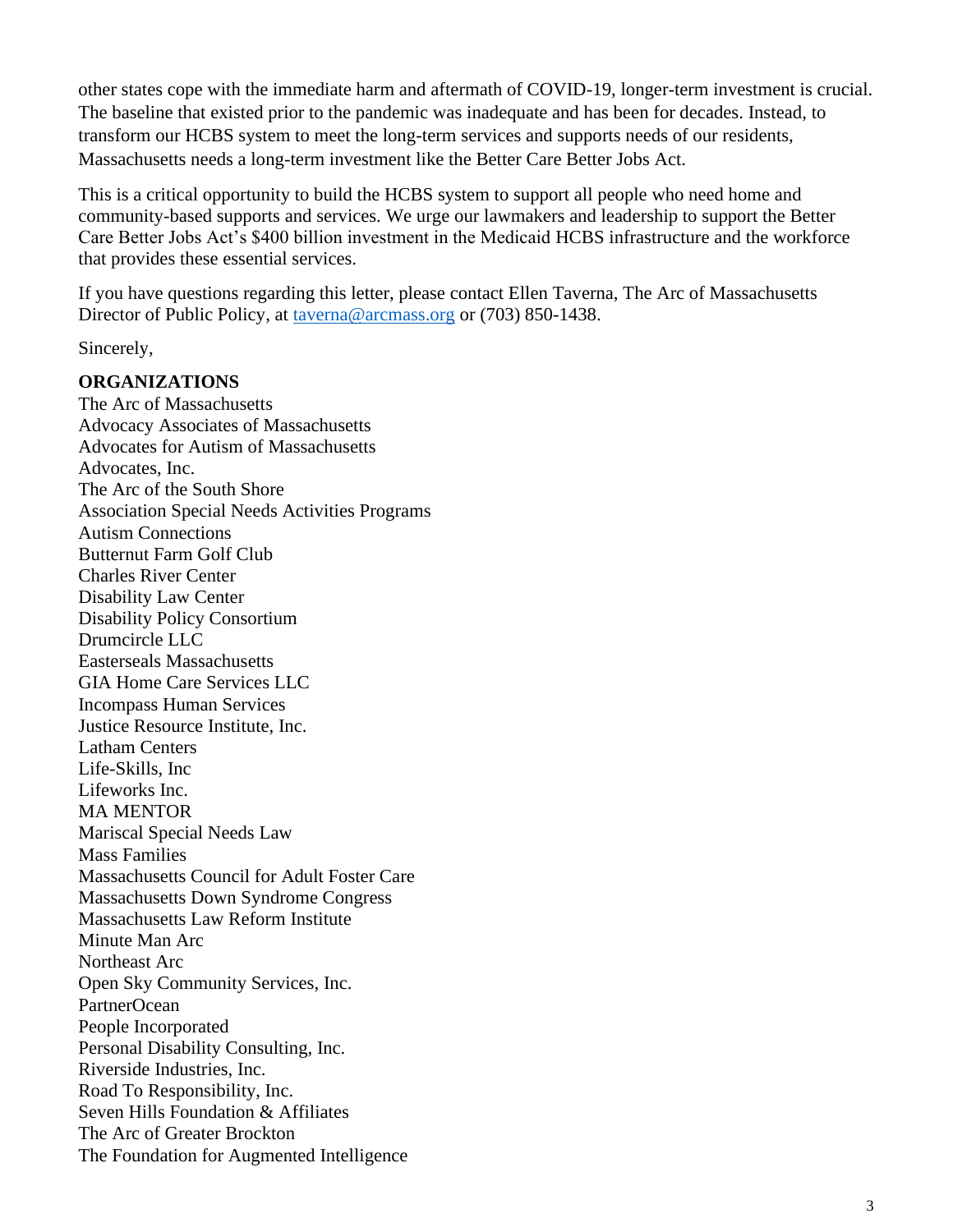other states cope with the immediate harm and aftermath of COVID-19, longer-term investment is crucial. The baseline that existed prior to the pandemic was inadequate and has been for decades. Instead, to transform our HCBS system to meet the long-term services and supports needs of our residents, Massachusetts needs a long-term investment like the Better Care Better Jobs Act.

This is a critical opportunity to build the HCBS system to support all people who need home and community-based supports and services. We urge our lawmakers and leadership to support the Better Care Better Jobs Act's $400 billion investment in the Medicaid HCBS infrastructure and the workforce that provides these essential services.

If you have questions regarding this letter, please contact Ellen Taverna, The Arc of Massachusetts Director of Public Policy, at [taverna@arcmass.org](mailto:taverna@arcmass.org) or (703) 850-1438.

Sincerely,

**ORGANIZATIONS**

The Arc of Massachusetts
Advocacy Associates of Massachusetts
Advocates for Autism of Massachusetts
Advocates, Inc.
The Arc of the South Shore
Association Special Needs Activities Programs
Autism Connections
Butternut Farm Golf Club
Charles River Center
Disability Law Center
Disability Policy Consortium
Drumcircle LLC
Easterseals Massachusetts
GIA Home Care Services LLC
Incompass Human Services
Justice Resource Institute, Inc.
Latham Centers
Life-Skills, Inc
Lifeworks Inc.
MA MENTOR
Mariscal Special Needs Law
Mass Families
Massachusetts Council for Adult Foster Care
Massachusetts Down Syndrome Congress
Massachusetts Law Reform Institute
Minute Man Arc
Northeast Arc
Open Sky Community Services, Inc.
PartnerOcean
People Incorporated
Personal Disability Consulting, Inc.
Riverside Industries, Inc.
Road To Responsibility, Inc.
Seven Hills Foundation & Affiliates
The Arc of Greater Brockton
The Foundation for Augmented Intelligence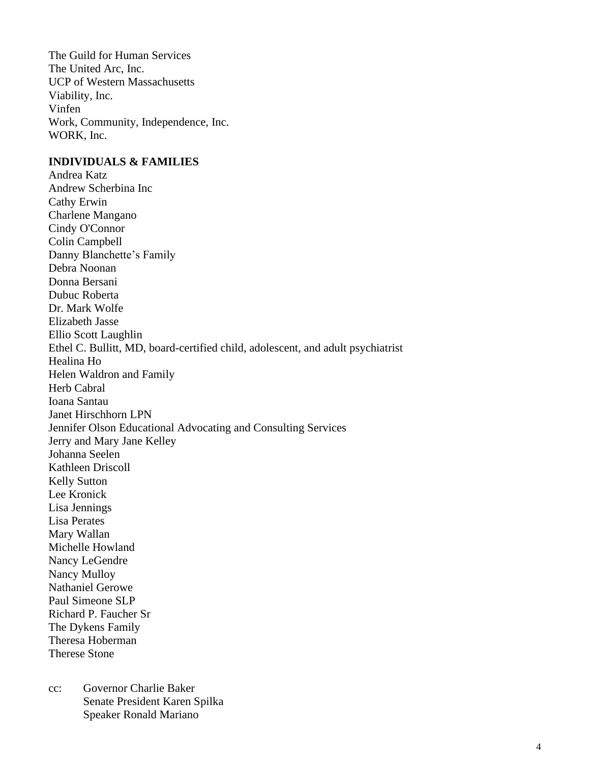The Guild for Human Services
The United Arc, Inc.
UCP of Western Massachusetts
Viability, Inc.
Vinfen
Work, Community, Independence, Inc.
WORK, Inc.

**INDIVIDUALS & FAMILIES**

Andrea Katz
Andrew Scherbina Inc
Cathy Erwin
Charlene Mangano
Cindy O'Connor
Colin Campbell
Danny Blanchette's Family
Debra Noonan
Donna Bersani
Dubuc Roberta
Dr. Mark Wolfe
Elizabeth Jasse
Ellio Scott Laughlin
Ethel C. Bullitt, MD, board-certified child, adolescent, and adult psychiatrist
Healina Ho
Helen Waldron and Family
Herb Cabral
Ioana Santau
Janet Hirschhorn LPN
Jennifer Olson Educational Advocating and Consulting Services
Jerry and Mary Jane Kelley
Johanna Seelen
Kathleen Driscoll
Kelly Sutton
Lee Kronick
Lisa Jennings
Lisa Perates
Mary Wallan
Michelle Howland
Nancy LeGendre
Nancy Mulloy
Nathaniel Gerowe
Paul Simeone SLP
Richard P. Faucher Sr
The Dykens Family
Theresa Hoberman
Therese Stone

cc: Governor Charlie Baker
Senate President Karen Spilka
Speaker Ronald Mariano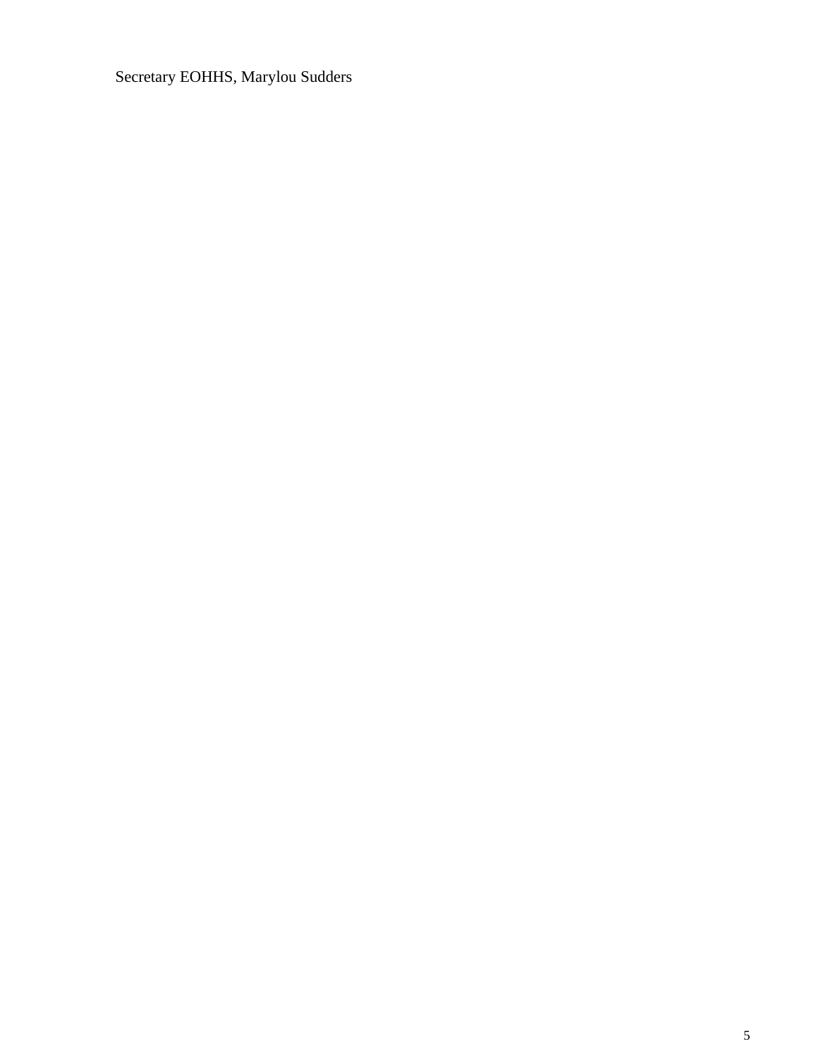Secretary EOHHS, Marylou Sudders